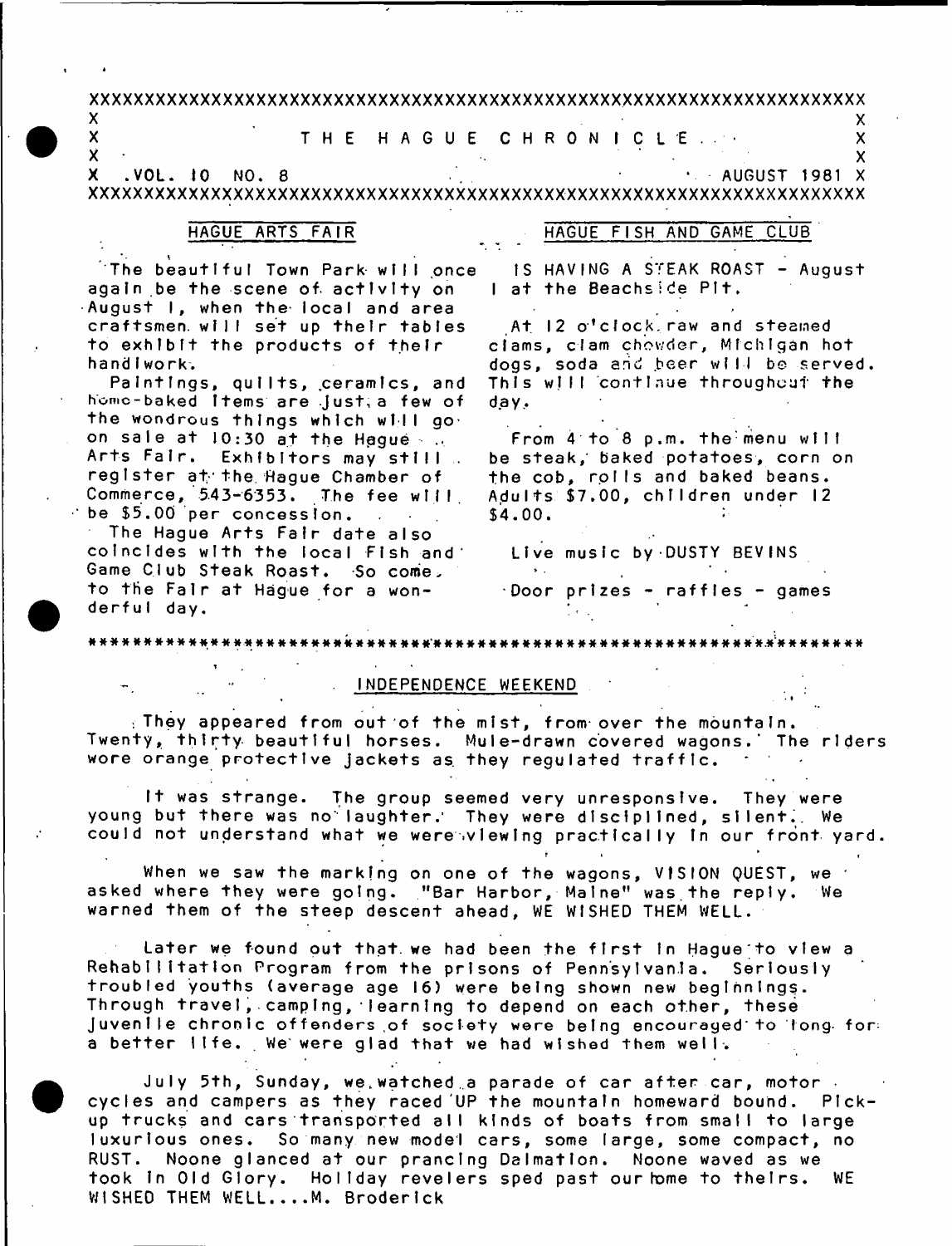# THE HAGUE CHRONICLE

VOL. 10 NO. 8 — AUGUST 1981

## HAGUE ARTS FAIR

The beautiful Town Park will once again be the scene of activity on August 1, when the local and area craftsmen will set up their tables to exhibit the products of their handiwork.

Paintings, quilts, ceramics, and home-baked items are just a few of the wondrous things which will go on sale at 10:30 at the Hague Arts Fair. Exhibitors may still register at the Hague Chamber of Commerce, 543-6353. The fee will be $5.00 per concession.

The Hague Arts Fair date also coincides with the local Fish and Game Club Steak Roast. So come to the Fair at Hague for a wonderful day.

## HAGUE FISH AND GAME CLUB

IS HAVING A STEAK ROAST - August 1 at the Beachside Pit.

At 12 o'clock raw and steamed clams, clam chowder, Michigan hot dogs, soda and beer will be served. This will continue throughout the day.

From 4 to 8 p.m. the menu will be steak, baked potatoes, corn on the cob, rolls and baked beans. Adults $7.00, children under 12 $4.00.

Live music by DUSTY BEVINS

Door prizes - raffles - games

---

## INDEPENDENCE WEEKEND

They appeared from out of the mist, from over the mountain. Twenty, thirty beautiful horses. Mule-drawn covered wagons. The riders wore orange protective jackets as they regulated traffic.

It was strange. The group seemed very unresponsive. They were young but there was no laughter. They were disciplined, silent. We could not understand what we were viewing practically in our front yard.

When we saw the marking on one of the wagons, VISION QUEST, we asked where they were going. "Bar Harbor, Maine" was the reply. We warned them of the steep descent ahead, WE WISHED THEM WELL.

Later we found out that we had been the first in Hague to view a Rehabilitation Program from the prisons of Pennsylvania. Seriously troubled youths (average age 16) were being shown new beginnings. Through travel, camping, learning to depend on each other, these juvenile chronic offenders of society were being encouraged to long for a better life. We were glad that we had wished them well.

July 5th, Sunday, we watched a parade of car after car, motor cycles and campers as they raced UP the mountain homeward bound. Pick-up trucks and cars transported all kinds of boats from small to large luxurious ones. So many new model cars, some large, some compact, no RUST. Noone glanced at our prancing Dalmation. Noone waved as we took in Old Glory. Holiday revelers sped past our home to theirs. WE WISHED THEM WELL....M. Broderick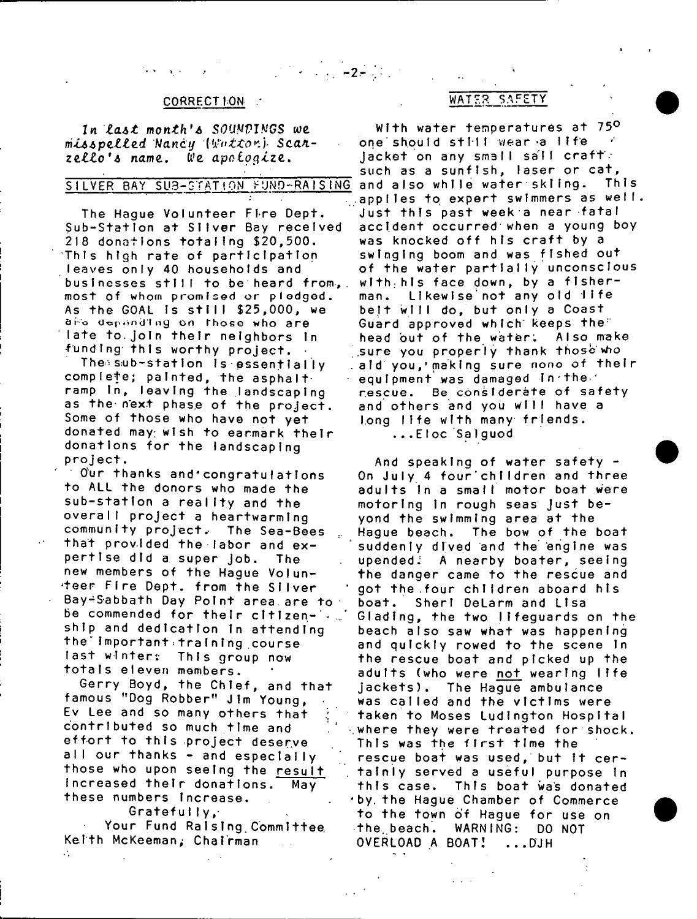## CORRECTION

*In last month's SOUNDINGS we misspelled Nancy (Watton) Scarzello's name. We apologize.*

## SILVER BAY SUB-STATION FUND-RAISING

The Hague Volunteer Fire Dept. Sub-Station at Silver Bay received 218 donations totaling $20,500. This high rate of participation leaves only 40 households and businesses still to be heard from, most of whom promised or pledged. As the GOAL is still $25,000, we are depending on those who are late to join their neighbors in funding this worthy project.

The sub-station is essentially complete; painted, the asphalt ramp in, leaving the landscaping as the next phase of the project. Some of those who have not yet donated may wish to earmark their donations for the landscaping project.

Our thanks and congratulations to ALL the donors who made the sub-station a reality and the overall project a heartwarming community project. The Sea-Bees that provided the labor and expertise did a super job. The new members of the Hague Volunteer Fire Dept. from the Silver Bay-Sabbath Day Point area are to be commended for their citizenship and dedication in attending the important training course last winter. This group now totals eleven members.

Gerry Boyd, the Chief, and that famous "Dog Robber" Jim Young, Ev Lee and so many others that contributed so much time and effort to this project deserve all our thanks - and especially those who upon seeing the result increased their donations. May these numbers increase.

Gratefully,

Your Fund Raising Committee
Keith McKeeman, Chairman

## WATER SAFETY

With water temperatures at 75° one should still wear a life jacket on any small sail craft such as a sunfish, laser or cat, and also while water skiing. This applies to expert swimmers as well. Just this past week a near fatal accident occurred when a young boy was knocked off his craft by a swinging boom and was fished out of the water partially unconscious with his face down, by a fisherman. Likewise not any old life belt will do, but only a Coast Guard approved which keeps the head out of the water. Also make sure you properly thank those who aid you, making sure none of their equipment was damaged in the rescue. Be considerate of safety and others and you will have a long life with many friends.

...Eloc Salguod

And speaking of water safety - On July 4 four children and three adults in a small motor boat were motoring in rough seas just beyond the swimming area at the Hague beach. The bow of the boat suddenly dived and the engine was upended. A nearby boater, seeing the danger came to the rescue and got the four children aboard his boat. Sheri DeLarm and Lisa Glading, the two lifeguards on the beach also saw what was happening and quickly rowed to the scene in the rescue boat and picked up the adults (who were not wearing life jackets). The Hague ambulance was called and the victims were taken to Moses Ludington Hospital where they were treated for shock. This was the first time the rescue boat was used, but it certainly served a useful purpose in this case. This boat was donated by the Hague Chamber of Commerce to the town of Hague for use on the beach. WARNING: DO NOT OVERLOAD A BOAT! ...DJH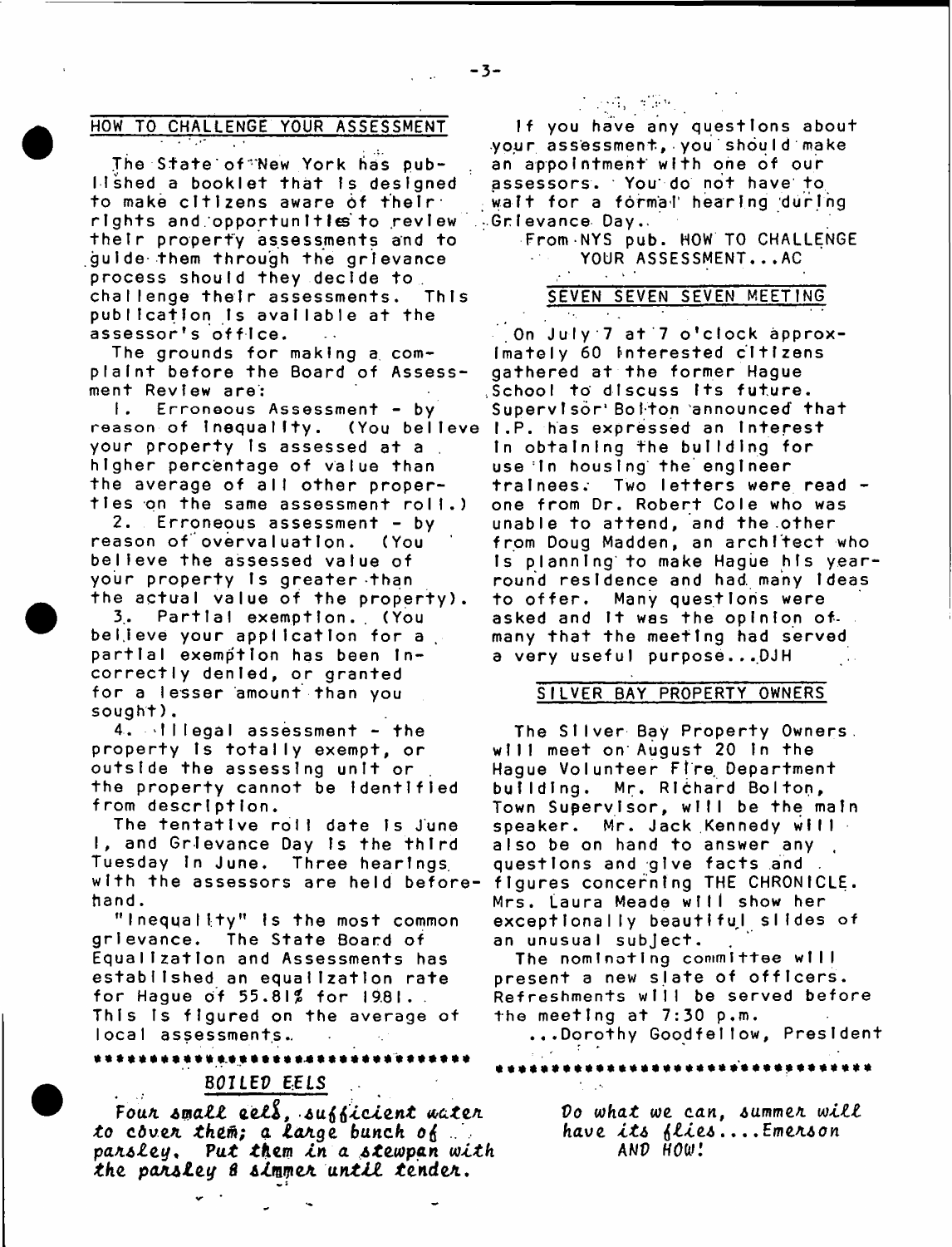## HOW TO CHALLENGE YOUR ASSESSMENT

The State of New York has published a booklet that is designed to make citizens aware of their rights and opportunities to review their property assessments and to guide them through the grievance process should they decide to challenge their assessments. This publication is available at the assessor's office.

The grounds for making a complaint before the Board of Assessment Review are:

1. Erroneous Assessment - by reason of inequality. (You believe your property is assessed at a higher percentage of value than the average of all other properties on the same assessment roll.)

2. Erroneous assessment - by reason of overvaluation. (You believe the assessed value of your property is greater than the actual value of the property).

3. Partial exemption. (You believe your application for a partial exemption has been incorrectly denied, or granted for a lesser amount than you sought).

4. Illegal assessment - the property is totally exempt, or outside the assessing unit or the property cannot be identified from description.

The tentative roll date is June 1, and Grievance Day is the third Tuesday in June. Three hearings with the assessors are held beforehand.

"Inequality" is the most common grievance. The State Board of Equalization and Assessments has established an equalization rate for Hague of 55.81% for 1981. This is figured on the average of local assessments.

If you have any questions about your assessment, you should make an appointment with one of our assessors. You do not have to wait for a formal hearing during Grievance Day.

From NYS pub. HOW TO CHALLENGE YOUR ASSESSMENT...AC

## SEVEN SEVEN SEVEN MEETING

On July 7 at 7 o'clock approximately 60 interested citizens gathered at the former Hague School to discuss its future. Supervisor Bolton announced that I.P. has expressed an interest in obtaining the building for use in housing the engineer trainees. Two letters were read - one from Dr. Robert Cole who was unable to attend, and the other from Doug Madden, an architect who is planning to make Hague his year-round residence and had many ideas to offer. Many questions were asked and it was the opinion of many that the meeting had served a very useful purpose...DJH

## SILVER BAY PROPERTY OWNERS

The Silver Bay Property Owners will meet on August 20 in the Hague Volunteer Fire Department building. Mr. Richard Bolton, Town Supervisor, will be the main speaker. Mr. Jack Kennedy will also be on hand to answer any questions and give facts and figures concerning THE CHRONICLE. Mrs. Laura Meade will show her exceptionally beautiful slides of an unusual subject.

The nominating committee will present a new slate of officers. Refreshments will be served before the meeting at 7:30 p.m.

...Dorothy Goodfellow, President

*********************************

## *BOILED EELS*

*Four small eels, sufficient water to cover them; a large bunch of parsley. Put them in a stewpan with the parsley & simmer until tender.*

*********************************

*Do what we can, summer will have its flies....Emerson*
*AND HOW!*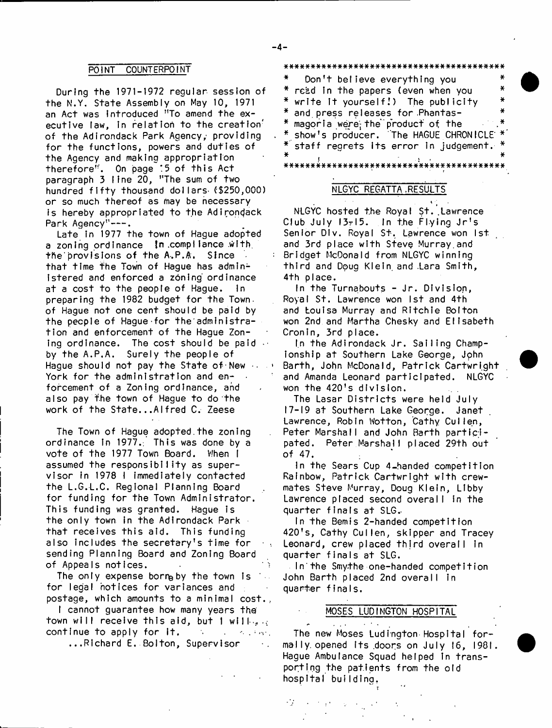## POINT COUNTERPOINT

During the 1971-1972 regular session of the N.Y. State Assembly on May 10, 1971 an Act was introduced "To amend the executive law, in relation to the creation of the Adirondack Park Agency, providing for the functions, powers and duties of the Agency and making appropriation therefore". On page 5 of this Act paragraph 3 line 20, "The sum of two hundred fifty thousand dollars ($250,000) or so much thereof as may be necessary is hereby appropriated to the Adirondack Park Agency"---.

Late in 1977 the town of Hague adopted a zoning ordinance in compliance with the provisions of the A.P.A. Since that time the Town of Hague has administered and enforced a zoning ordinance at a cost to the people of Hague. In preparing the 1982 budget for the Town of Hague not one cent should be paid by the people of Hague for the administration and enforcement of the Hague Zoning ordinance. The cost should be paid by the A.P.A. Surely the people of Hague should not pay the State of New York for the administration and enforcement of a Zoning ordinance, and also pay the town of Hague to do the work of the State...Alfred C. Zeese

The Town of Hague adopted the zoning ordinance in 1977. This was done by a vote of the 1977 Town Board. When I assumed the responsibility as supervisor in 1978 I immediately contacted the L.G.L.C. Regional Planning Board for funding for the Town Administrator. This funding was granted. Hague is the only town in the Adirondack Park that receives this aid. This funding also includes the secretary's time for sending Planning Board and Zoning Board of Appeals notices.

The only expense borne by the town is for legal notices for variances and postage, which amounts to a minimal cost.

I cannot guarantee how many years the town will receive this aid, but I will continue to apply for it.

...Richard E. Bolton, Supervisor

****************************************

Don't believe everything you read in the papers (even when you write it yourself!) The publicity and press releases for Phantasmagoria were the product of the show's producer. The HAGUE CHRONICLE staff regrets its error in judgement.

****************************************

## NLGYC REGATTA RESULTS

NLGYC hosted the Royal St. Lawrence Club July 13-15. In the Flying Jr's Senior Div. Royal St. Lawrence won 1st and 3rd place with Steve Murray and Bridget McDonald from NLGYC winning third and Doug Klein and Lara Smith, 4th place.

In the Turnabouts - Jr. Division, Royal St. Lawrence won 1st and 4th and Louisa Murray and Ritchie Bolton won 2nd and Martha Chesky and Elisabeth Cronin, 3rd place.

In the Adirondack Jr. Sailing Championship at Southern Lake George, John Barth, John McDonald, Patrick Cartwright and Amanda Leonard participated. NLGYC won the 420's division.

The Lasar Districts were held July 17-19 at Southern Lake George. Janet Lawrence, Robin Wotton, Cathy Cullen, Peter Marshall and John Barth participated. Peter Marshall placed 29th out of 47.

In the Sears Cup 4-handed competition Rainbow, Patrick Cartwright with crewmates Steve Murray, Doug Klein, Libby Lawrence placed second overall in the quarter finals at SLG.

In the Bemis 2-handed competition 420's, Cathy Cullen, skipper and Tracey Leonard, crew placed third overall in quarter finals at SLG.

In the Smythe one-handed competition John Barth placed 2nd overall in quarter finals.

## MOSES LUDINGTON HOSPITAL

The new Moses Ludington Hospital formally opened its doors on July 16, 1981. Hague Ambulance Squad helped in transporting the patients from the old hospital building.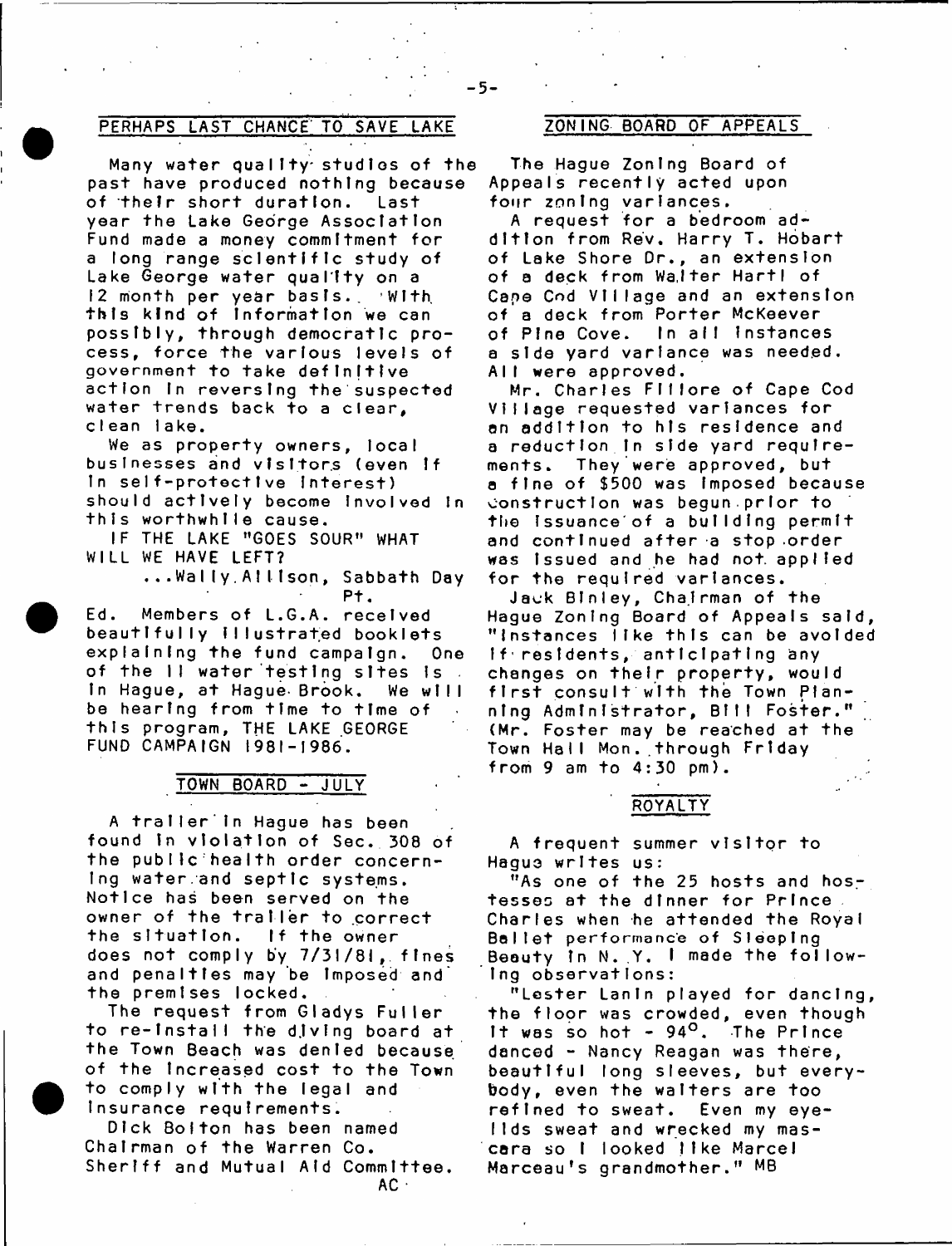## PERHAPS LAST CHANCE TO SAVE LAKE

Many water quality studies of the past have produced nothing because of their short duration. Last year the Lake George Association Fund made a money commitment for a long range scientific study of Lake George water quality on a 12 month per year basis. With this kind of information we can possibly, through democratic process, force the various levels of government to take definitive action in reversing the suspected water trends back to a clear, clean lake.

We as property owners, local businesses and visitors (even if in self-protective interest) should actively become involved in this worthwhile cause.

IF THE LAKE "GOES SOUR" WHAT WILL WE HAVE LEFT?

...Wally Allison, Sabbath Day Pt.

Ed. Members of L.G.A. received beautifully illustrated booklets explaining the fund campaign. One of the 11 water testing sites is in Hague, at Hague Brook. We will be hearing from time to time of this program, THE LAKE GEORGE FUND CAMPAIGN 1981-1986.

## TOWN BOARD - JULY

A trailer in Hague has been found in violation of Sec. 308 of the public health order concerning water and septic systems. Notice has been served on the owner of the trailer to correct the situation. If the owner does not comply by 7/31/81, fines and penalties may be imposed and the premises locked.

The request from Gladys Fuller to re-install the diving board at the Town Beach was denied because of the increased cost to the Town to comply with the legal and insurance requirements.

Dick Bolton has been named Chairman of the Warren Co. Sheriff and Mutual Aid Committee.

AC

## ZONING BOARD OF APPEALS

The Hague Zoning Board of Appeals recently acted upon four zoning variances.

A request for a bedroom addition from Rev. Harry T. Hobart of Lake Shore Dr., an extension of a deck from Walter Hartl of Cape Cod Village and an extension of a deck from Porter McKeever of Pine Cove. In all instances a side yard variance was needed. All were approved.

Mr. Charles Filiore of Cape Cod Village requested variances for an addition to his residence and a reduction in side yard requirements. They were approved, but a fine of $500 was imposed because construction was begun prior to the issuance of a building permit and continued after a stop order was issued and he had not applied for the required variances.

Jack Binley, Chairman of the Hague Zoning Board of Appeals said, "Instances like this can be avoided if residents, anticipating any changes on their property, would first consult with the Town Planning Administrator, Bill Foster." (Mr. Foster may be reached at the Town Hall Mon. through Friday from 9 am to 4:30 pm).

## ROYALTY

A frequent summer visitor to Hague writes us:

"As one of the 25 hosts and hostesses at the dinner for Prince Charles when he attended the Royal Ballet performance of Sleeping Beauty in N. Y. I made the following observations:

"Lester Lanin played for dancing, the floor was crowded, even though it was so hot - 94°. The Prince danced - Nancy Reagan was there, beautiful long sleeves, but everybody, even the waiters are too refined to sweat. Even my eyelids sweat and wrecked my mascara so I looked like Marcel Marceau's grandmother." MB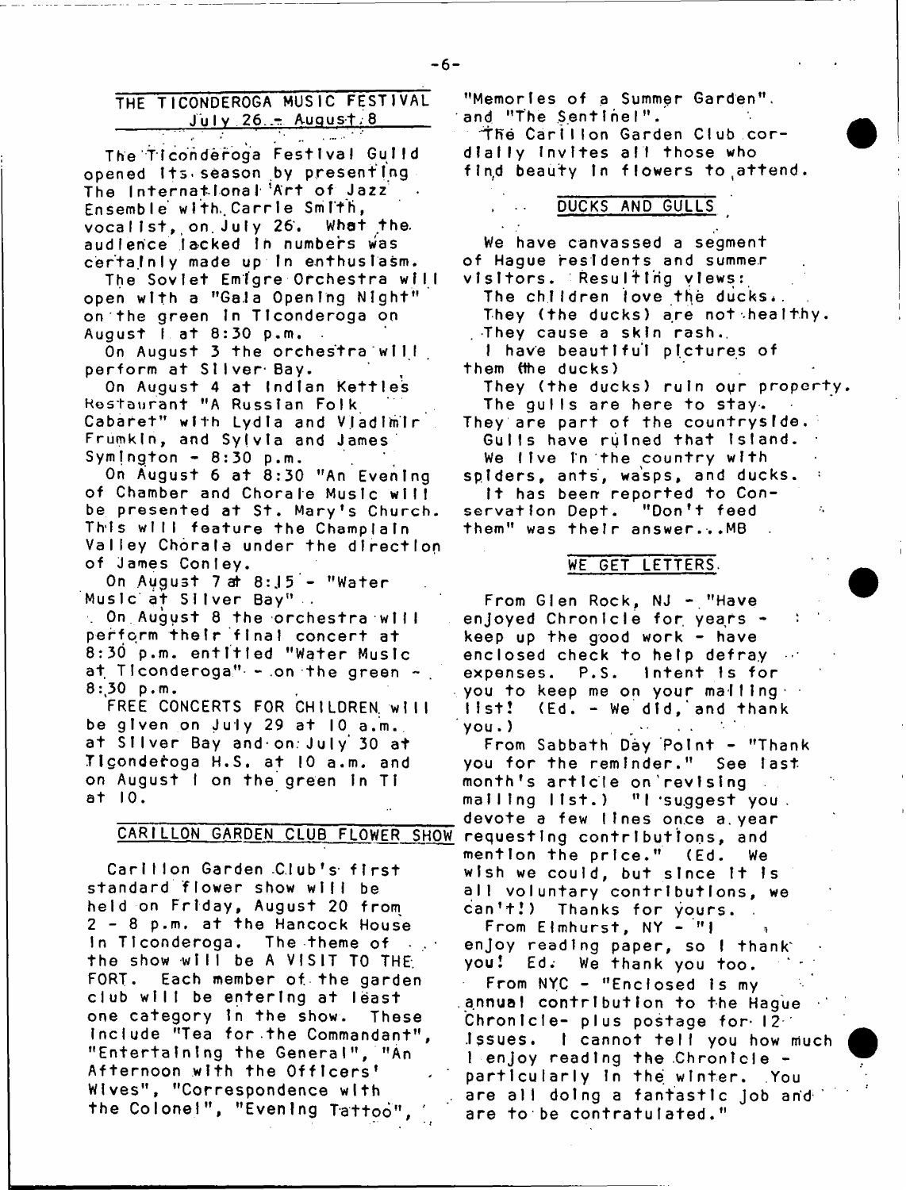## THE TICONDEROGA MUSIC FESTIVAL
### July 26 - August 8

The Ticonderoga Festival Guild opened its season by presenting The International Art of Jazz Ensemble with Carrie Smith, vocalist, on July 26. What the audience lacked in numbers was certainly made up in enthusiasm.

The Soviet Emigre Orchestra will open with a "Gala Opening Night" on the green in Ticonderoga on August 1 at 8:30 p.m.

On August 3 the orchestra will perform at Silver Bay.

On August 4 at Indian Kettles Restaurant "A Russian Folk Cabaret" with Lydia and Vladimir Frumkin, and Sylvia and James Symington - 8:30 p.m.

On August 6 at 8:30 "An Evening of Chamber and Chorale Music will be presented at St. Mary's Church. This will feature the Champlain Valley Chorale under the direction of James Conley.

On August 7 at 8:15 - "Water Music at Silver Bay".

On August 8 the orchestra will perform their final concert at 8:30 p.m. entitled "Water Music at Ticonderoga" - on the green - 8:30 p.m.

FREE CONCERTS FOR CHILDREN will be given on July 29 at 10 a.m. at Silver Bay and on July 30 at Ticonderoga H.S. at 10 a.m. and on August 1 on the green in Ti at 10.

## CARILLON GARDEN CLUB FLOWER SHOW

Carillon Garden Club's first standard flower show will be held on Friday, August 20 from 2 - 8 p.m. at the Hancock House in Ticonderoga. The theme of the show will be A VISIT TO THE FORT. Each member of the garden club will be entering at least one category in the show. These include "Tea for the Commandant", "Entertaining the General", "An Afternoon with the Officers' Wives", "Correspondence with the Colonel", "Evening Tattoo", "Memories of a Summer Garden", and "The Sentinel".

The Carillon Garden Club cordially invites all those who find beauty in flowers to attend.

## DUCKS AND GULLS

We have canvassed a segment of Hague residents and summer visitors. Resulting views:

The children love the ducks.
They (the ducks) are not healthy.
They cause a skin rash.
I have beautiful pictures of them (the ducks)
They (the ducks) ruin our property.
The gulls are here to stay.
They are part of the countryside.
Gulls have ruined that island.
We live in the country with spiders, ants, wasps, and ducks.

It has been reported to Conservation Dept. "Don't feed them" was their answer...MB

## WE GET LETTERS

From Glen Rock, NJ - "Have enjoyed Chronicle for years - keep up the good work - have enclosed check to help defray expenses. P.S. Intent is for you to keep me on your mailing list! (Ed. - We did, and thank you.)

From Sabbath Day Point - "Thank you for the reminder." See last month's article on revising mailing list.) "I suggest you devote a few lines once a year requesting contributions, and mention the price." (Ed. We wish we could, but since it is all voluntary contributions, we can't!) Thanks for yours.

From Elmhurst, NY - "I enjoy reading paper, so I thank you! Ed. We thank you too.

From NYC - "Enclosed is my annual contribution to the Hague Chronicle- plus postage for 12 issues. I cannot tell you how much I enjoy reading the Chronicle - particularly in the winter. You are all doing a fantastic job and are to be contratulated."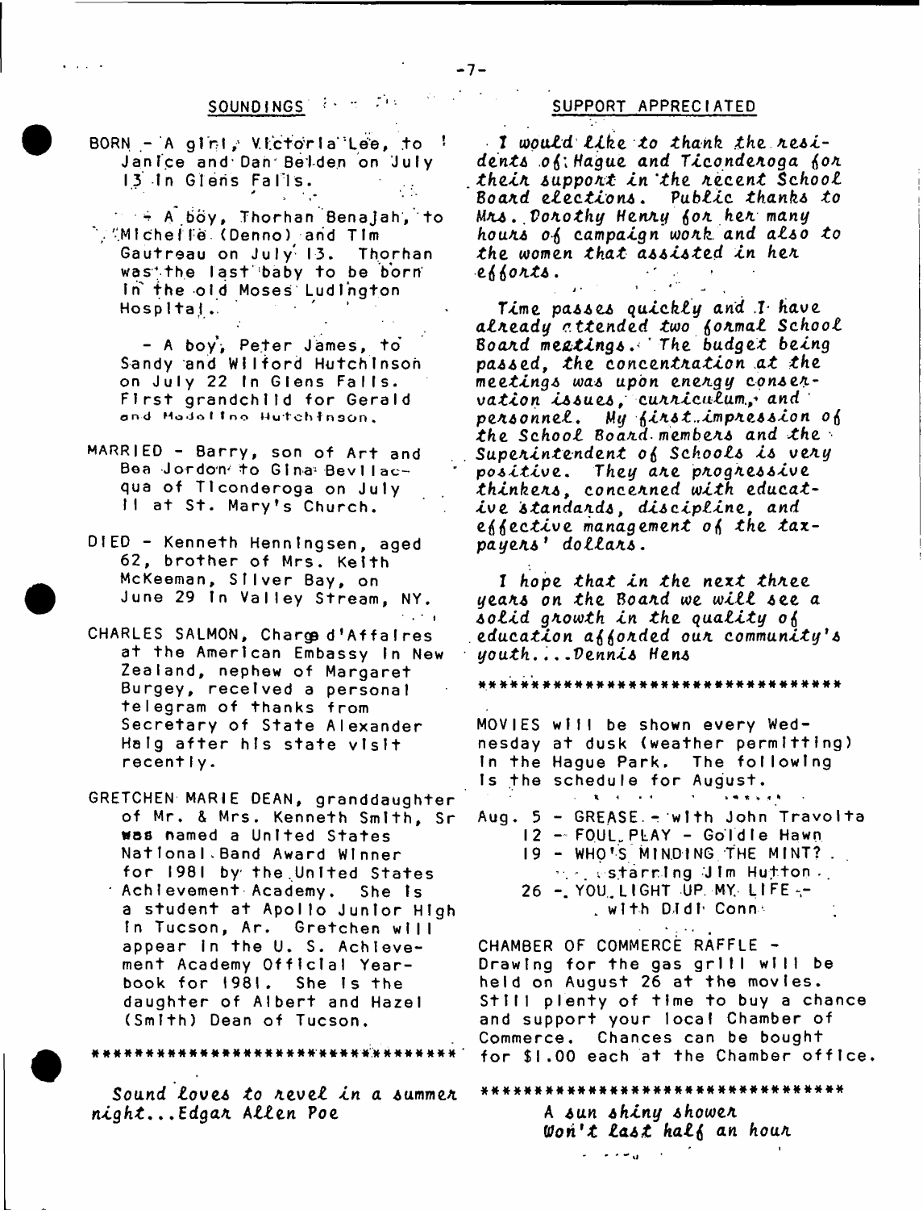## SOUNDINGS

BORN - A girl, Victoria Lee, to Janice and Dan Belden on July 13 in Glens Falls.

- A boy, Thorhan Benajah, to Michelle (Denno) and Tim Gautreau on July 13. Thorhan was the last baby to be born in the old Moses Ludington Hospital.

- A boy, Peter James, to Sandy and Wilford Hutchinson on July 22 in Glens Falls. First grandchild for Gerald and Madeline Hutchinson.

MARRIED - Barry, son of Art and Bea Jordon to Gina Bevilacqua of Ticonderoga on July 11 at St. Mary's Church.

DIED - Kenneth Henningsen, aged 62, brother of Mrs. Keith McKeeman, Silver Bay, on June 29 in Valley Stream, NY.

CHARLES SALMON, Charge d'Affaires at the American Embassy in New Zealand, nephew of Margaret Burgey, received a personal telegram of thanks from Secretary of State Alexander Haig after his state visit recently.

GRETCHEN MARIE DEAN, granddaughter of Mr. & Mrs. Kenneth Smith, Sr was named a United States National Band Award Winner for 1981 by the United States Achievement Academy. She is a student at Apollo Junior High in Tucson, Ar. Gretchen will appear in the U. S. Achievement Academy Official Yearbook for 1981. She is the daughter of Albert and Hazel (Smith) Dean of Tucson.

*********************************

*Sound loves to revel in a summer night...Edgar Allen Poe*

## SUPPORT APPRECIATED

*I would like to thank the residents of Hague and Ticonderoga for their support in the recent School Board elections. Public thanks to Mrs. Dorothy Henry for her many hours of campaign work and also to the women that assisted in her efforts.*

*Time passes quickly and I have already attended two formal School Board meetings. The budget being passed, the concentration at the meetings was upon energy conservation issues, curriculum, and personnel. My first impression of the School Board members and the Superintendent of Schools is very positive. They are progressive thinkers, concerned with educative standards, discipline, and effective management of the taxpayers' dollars.*

*I hope that in the next three years on the Board we will see a solid growth in the quality of education afforded our community's youth....Dennis Hens*

*********************************

MOVIES will be shown every Wednesday at dusk (weather permitting) in the Hague Park. The following is the schedule for August.

Aug. 5 - GREASE - with John Travolta
12 - FOUL PLAY - Goldie Hawn
19 - WHO'S MINDING THE MINT? starring Jim Hutton
26 - YOU LIGHT UP MY LIFE - with Didi Conn

CHAMBER OF COMMERCE RAFFLE - Drawing for the gas grill will be held on August 26 at the movies. Still plenty of time to buy a chance and support your local Chamber of Commerce. Chances can be bought for $1.00 each at the Chamber office.

*********************************

*A sun shiny shower*
*Won't last half an hour*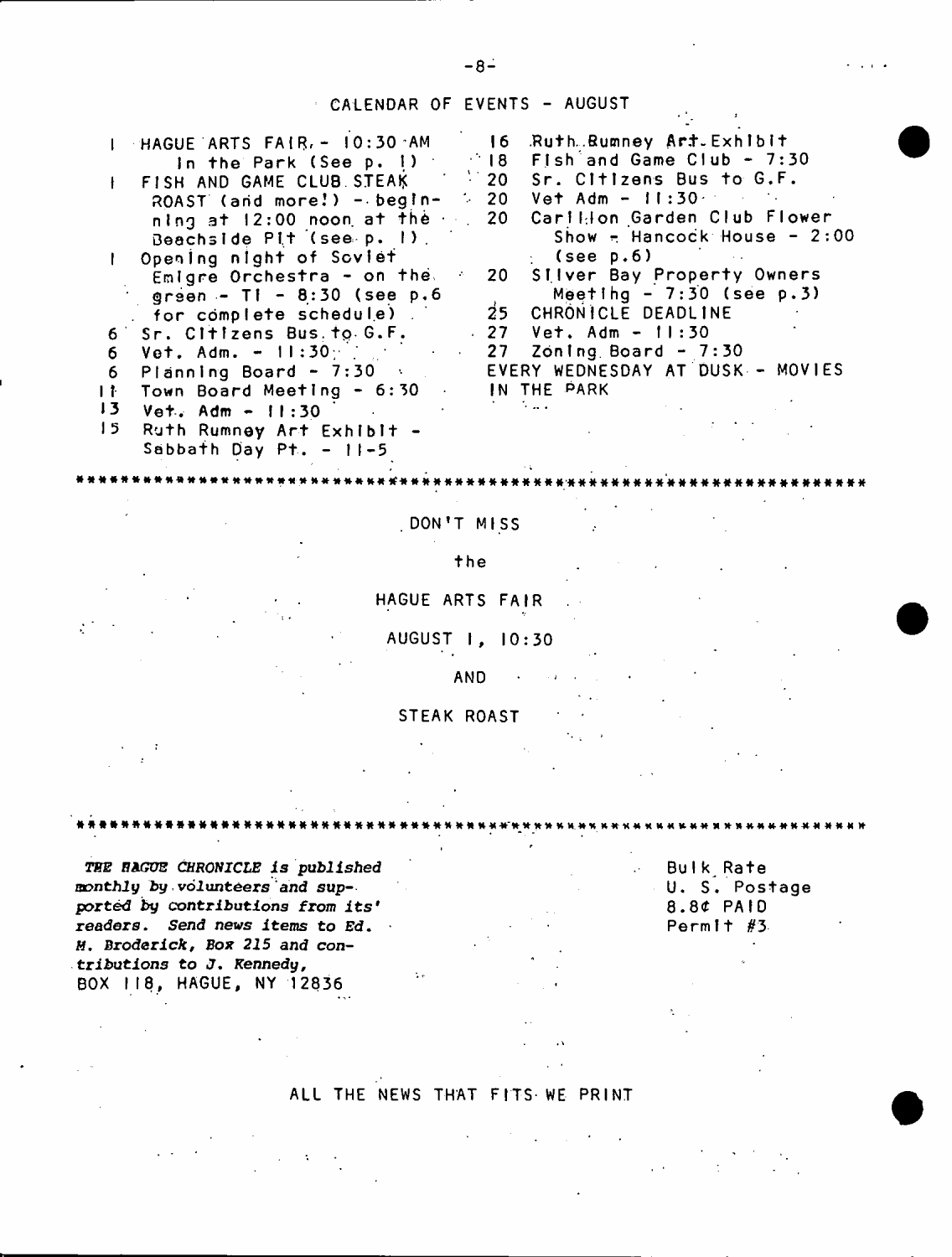## CALENDAR OF EVENTS - AUGUST

- 1 HAGUE ARTS FAIR - 10:30 AM in the Park (See p. 1)
- 1 FISH AND GAME CLUB STEAK ROAST (and more!) - beginning at 12:00 noon at the Beachside Pit (see p. 1)
- 1 Opening night of Soviet Emigre Orchestra - on the green - TI - 8:30 (see p.6 for complete schedule)
- 6 Sr. Citizens Bus to G.F.
- 6 Vet. Adm. - 11:30
- 6 Planning Board - 7:30
- 11 Town Board Meeting - 6:30
- 13 Vet. Adm - 11:30
- 15 Ruth Rumney Art Exhibit - Sabbath Day Pt. - 11-5
- 16 Ruth Rumney Art Exhibit
- 18 Fish and Game Club - 7:30
- 20 Sr. Citizens Bus to G.F.
- 20 Vet Adm - 11:30
- 20 Carillon Garden Club Flower Show - Hancock House - 2:00 (see p.6)
- 20 Silver Bay Property Owners Meeting - 7:30 (see p.3)
- 25 CHRONICLE DEADLINE
- 27 Vet. Adm - 11:30
- 27 Zoning Board - 7:30

EVERY WEDNESDAY AT DUSK - MOVIES IN THE PARK

**************************************************************************

DON'T MISS

the

HAGUE ARTS FAIR

AUGUST 1, 10:30

AND

STEAK ROAST

**************************************************************************

*THE HAGUE CHRONICLE is published monthly by volunteers and supported by contributions from its' readers. Send news items to Ed. M. Broderick, Box 215 and contributions to J. Kennedy,* BOX 118, HAGUE, NY 12836

Bulk Rate
U. S. Postage
8.8¢ PAID
Permit #3

ALL THE NEWS THAT FITS WE PRINT